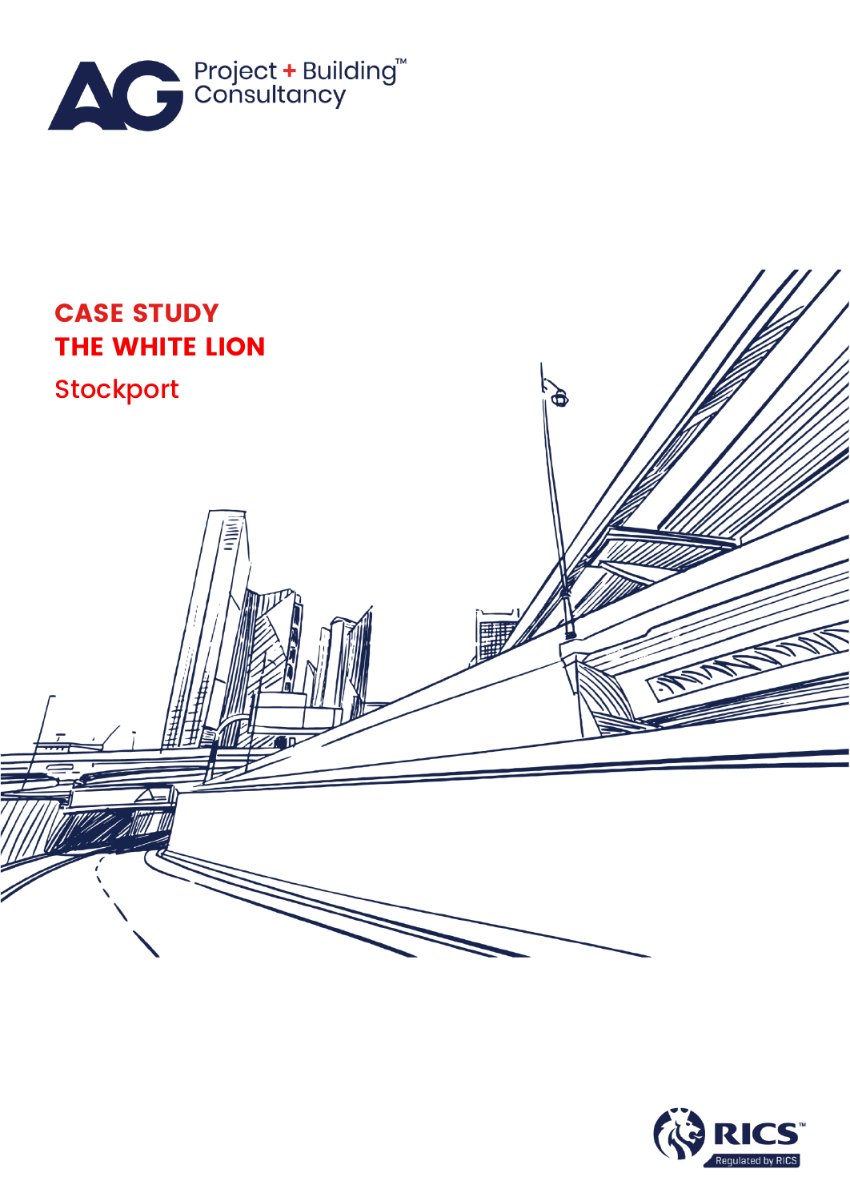AG Project + Building™ Consultancy

# CASE STUDY
# THE WHITE LION

## Stockport

RICS™ Regulated by RICS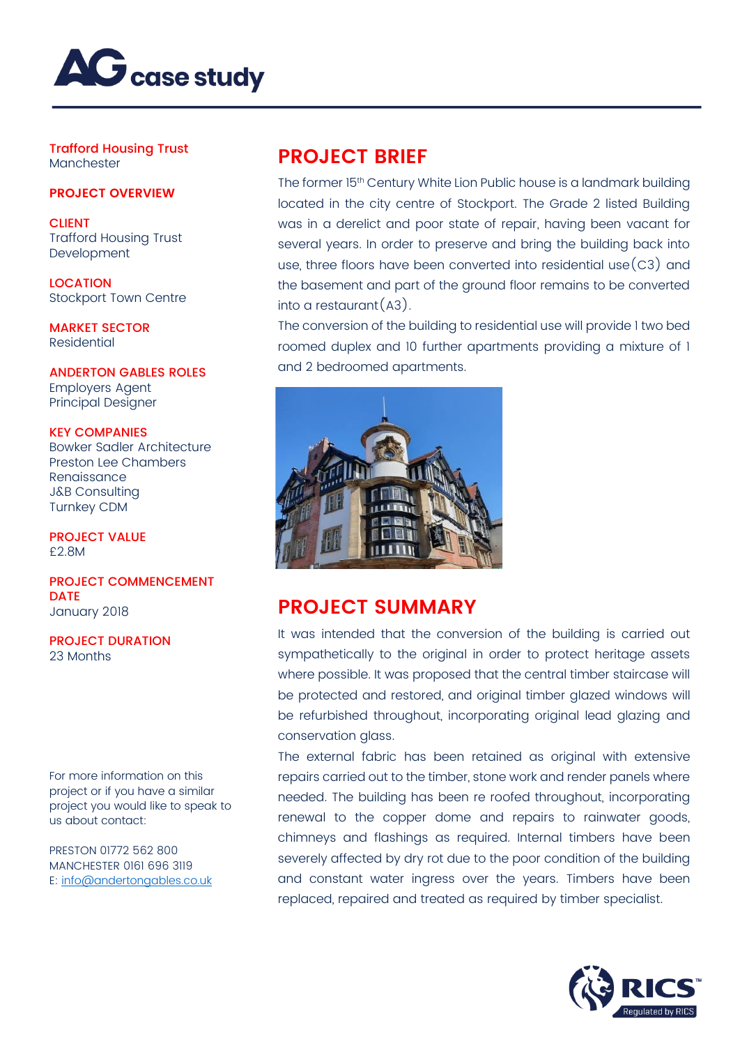# AG case study

**Trafford Housing Trust**
Manchester

**PROJECT OVERVIEW**

**CLIENT**
Trafford Housing Trust Development

**LOCATION**
Stockport Town Centre

**MARKET SECTOR**
Residential

**ANDERTON GABLES ROLES**
Employers Agent
Principal Designer

**KEY COMPANIES**
Bowker Sadler Architecture
Preston Lee Chambers
Renaissance
J&B Consulting
Turnkey CDM

**PROJECT VALUE**
£2.8M

**PROJECT COMMENCEMENT DATE**
January 2018

**PROJECT DURATION**
23 Months

## PROJECT BRIEF

The former 15th Century White Lion Public house is a landmark building located in the city centre of Stockport. The Grade 2 listed Building was in a derelict and poor state of repair, having been vacant for several years. In order to preserve and bring the building back into use, three floors have been converted into residential use (C3) and the basement and part of the ground floor remains to be converted into a restaurant (A3).

The conversion of the building to residential use will provide 1 two bed roomed duplex and 10 further apartments providing a mixture of 1 and 2 bedroomed apartments.

## PROJECT SUMMARY

It was intended that the conversion of the building is carried out sympathetically to the original in order to protect heritage assets where possible. It was proposed that the central timber staircase will be protected and restored, and original timber glazed windows will be refurbished throughout, incorporating original lead glazing and conservation glass.

The external fabric has been retained as original with extensive repairs carried out to the timber, stone work and render panels where needed. The building has been re roofed throughout, incorporating renewal to the copper dome and repairs to rainwater goods, chimneys and flashings as required. Internal timbers have been severely affected by dry rot due to the poor condition of the building and constant water ingress over the years. Timbers have been replaced, repaired and treated as required by timber specialist.

For more information on this project or if you have a similar project you would like to speak to us about contact:

PRESTON 01772 562 800
MANCHESTER 0161 696 3119
E: info@andertongables.co.uk

RICS
Regulated by RICS